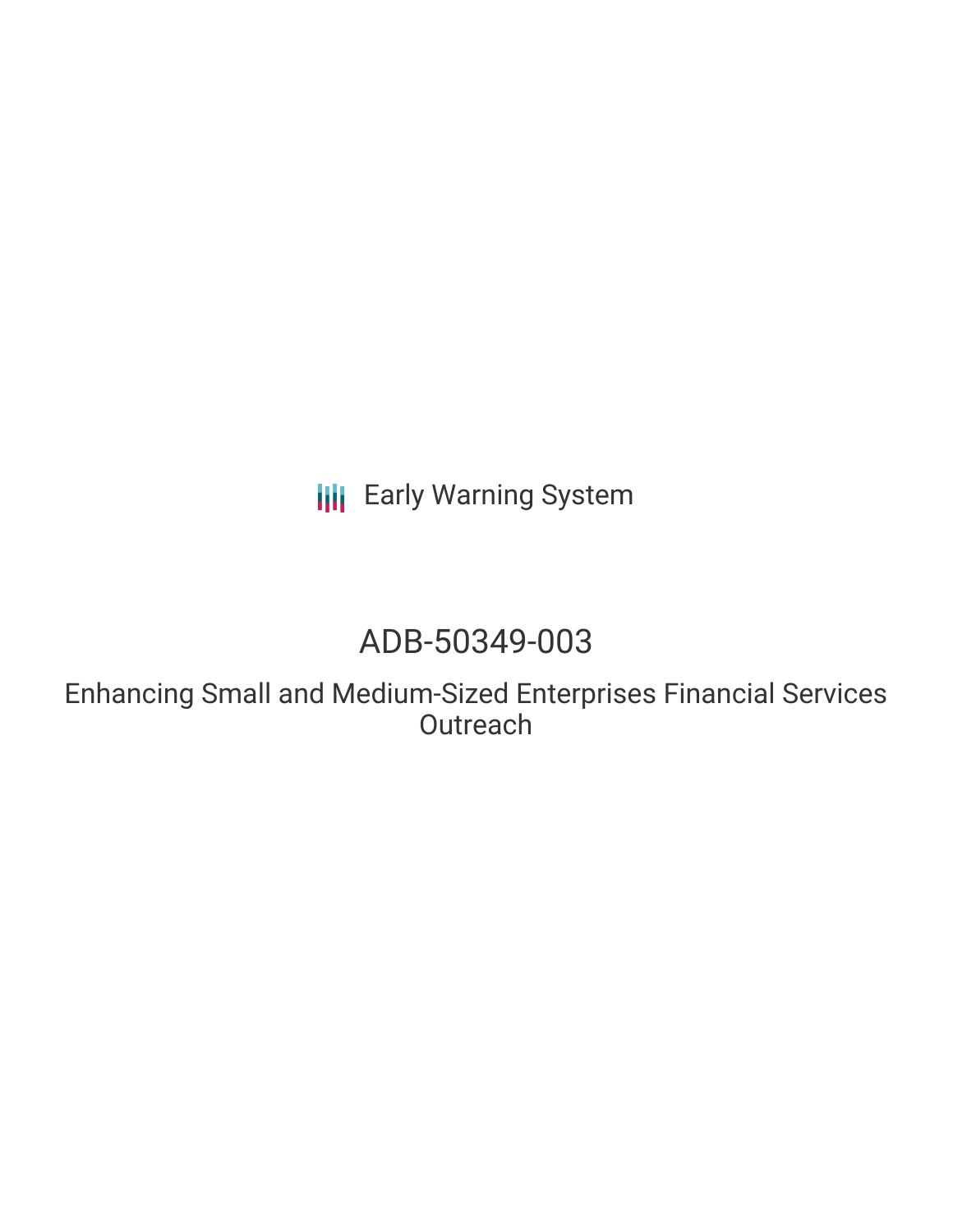Early Warning System

# ADB-50349-003

## Enhancing Small and Medium-Sized Enterprises Financial Services Outreach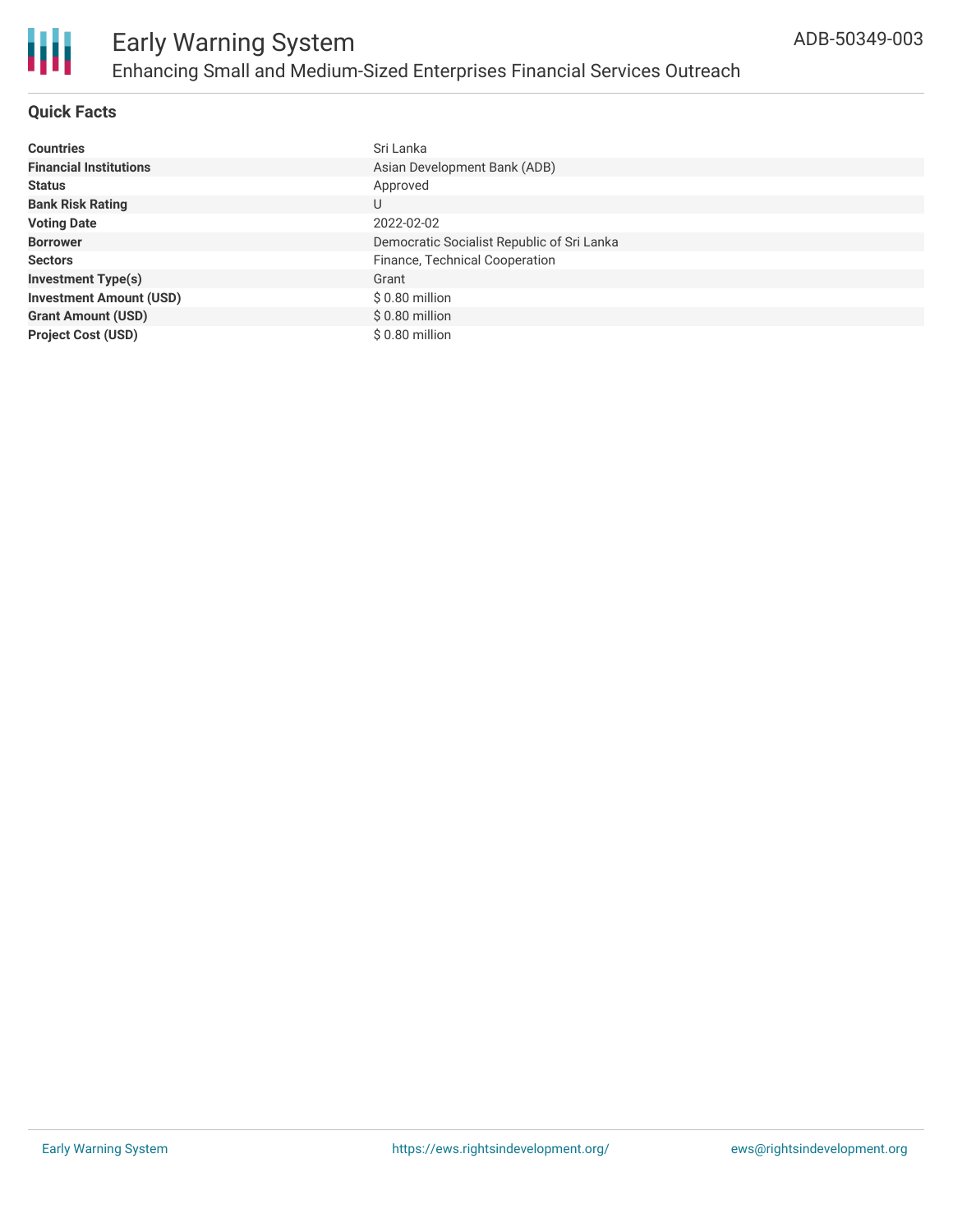# Early Warning System

## Enhancing Small and Medium-Sized Enterprises Financial Services Outreach

ADB-50349-003

### Quick Facts

| | |
|---|---|
| **Countries** | Sri Lanka |
| **Financial Institutions** | Asian Development Bank (ADB) |
| **Status** | Approved |
| **Bank Risk Rating** | U |
| **Voting Date** | 2022-02-02 |
| **Borrower** | Democratic Socialist Republic of Sri Lanka |
| **Sectors** | Finance, Technical Cooperation |
| **Investment Type(s)** | Grant |
| **Investment Amount (USD)** | $ 0.80 million |
| **Grant Amount (USD)** | $ 0.80 million |
| **Project Cost (USD)** | $ 0.80 million |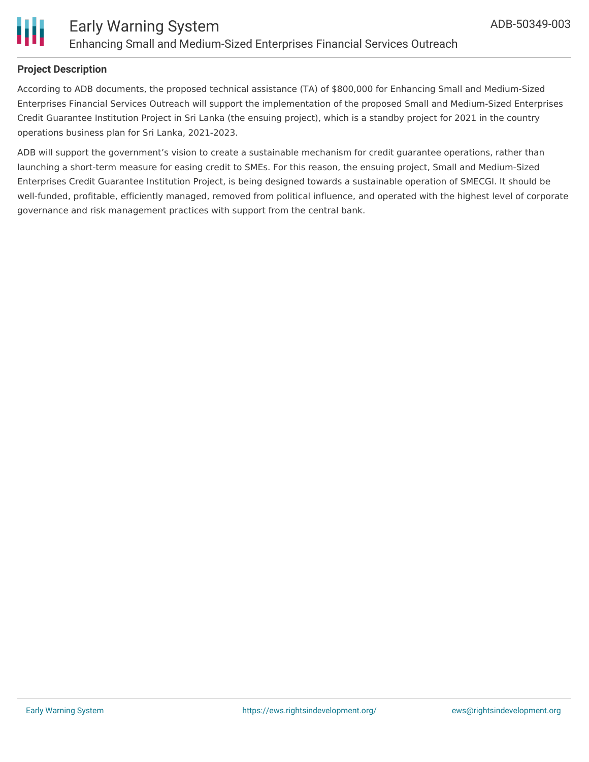**Project Description**

According to ADB documents, the proposed technical assistance (TA) of $800,000 for Enhancing Small and Medium-Sized Enterprises Financial Services Outreach will support the implementation of the proposed Small and Medium-Sized Enterprises Credit Guarantee Institution Project in Sri Lanka (the ensuing project), which is a standby project for 2021 in the country operations business plan for Sri Lanka, 2021-2023.

ADB will support the government's vision to create a sustainable mechanism for credit guarantee operations, rather than launching a short-term measure for easing credit to SMEs. For this reason, the ensuing project, Small and Medium-Sized Enterprises Credit Guarantee Institution Project, is being designed towards a sustainable operation of SMECGI. It should be well-funded, profitable, efficiently managed, removed from political influence, and operated with the highest level of corporate governance and risk management practices with support from the central bank.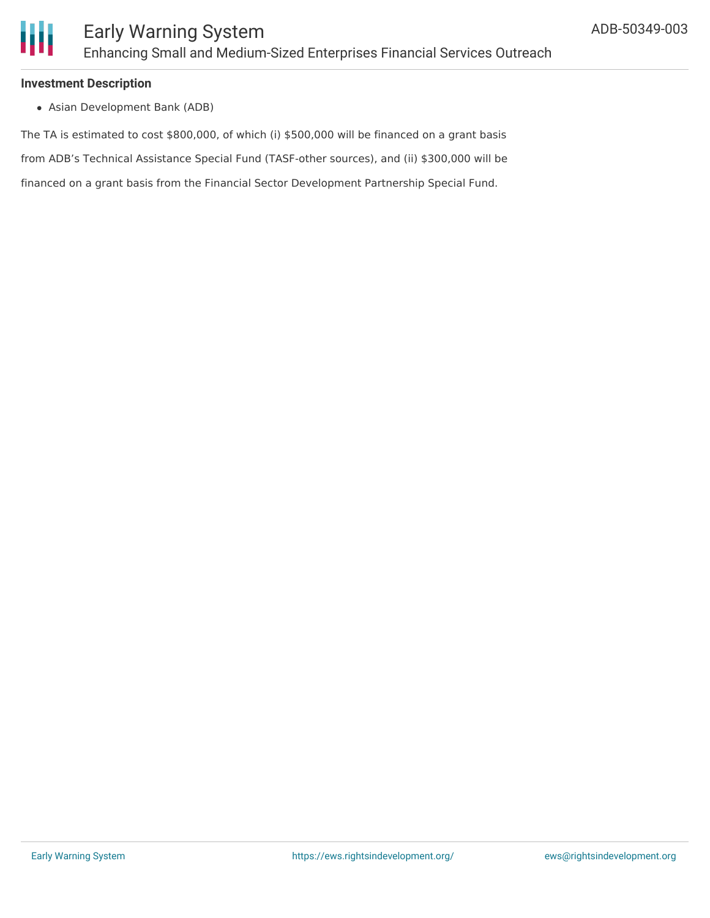**Investment Description**

- Asian Development Bank (ADB)

The TA is estimated to cost $800,000, of which (i) $500,000 will be financed on a grant basis from ADB's Technical Assistance Special Fund (TASF-other sources), and (ii) $300,000 will be financed on a grant basis from the Financial Sector Development Partnership Special Fund.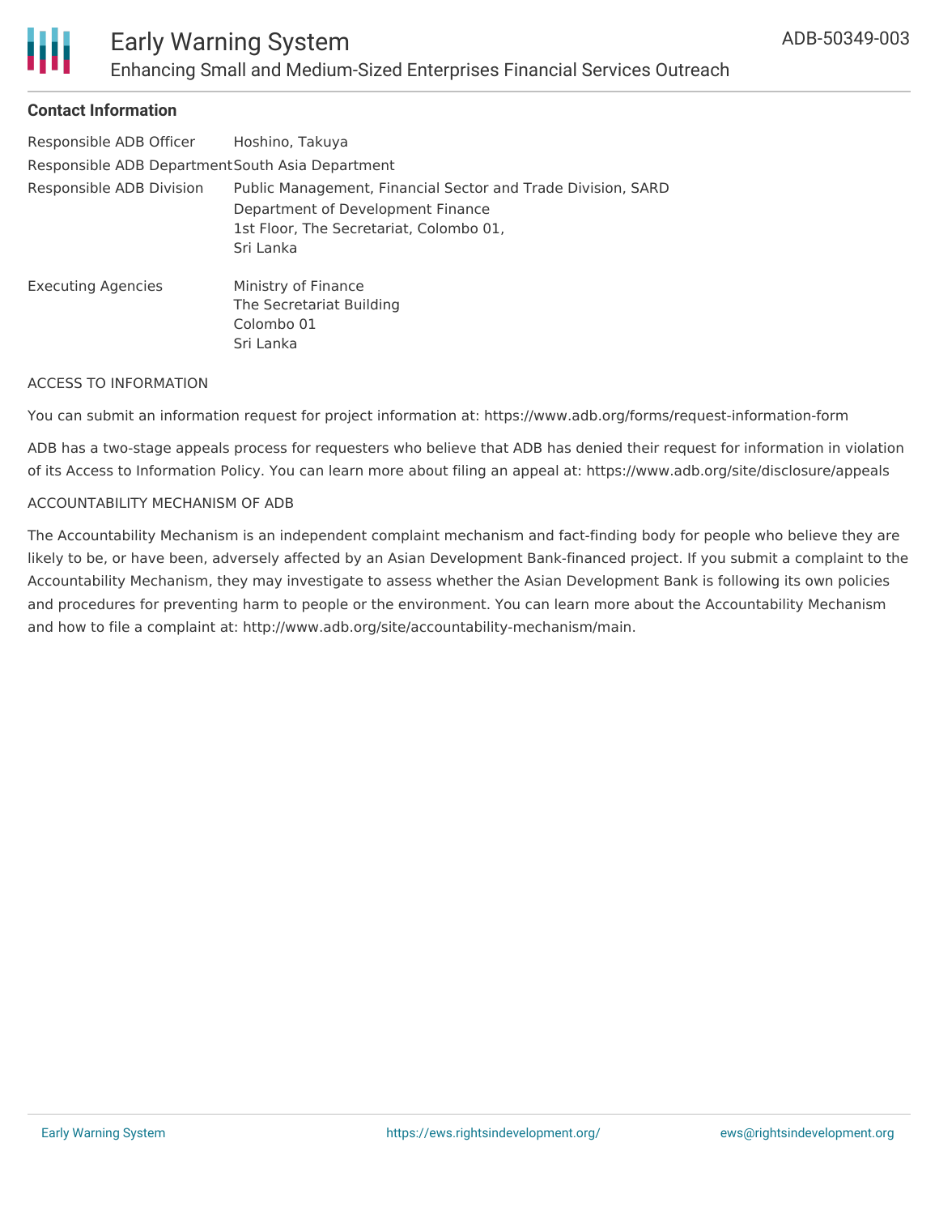### Contact Information

| | |
|---|---|
| Responsible ADB Officer | Hoshino, Takuya |
| Responsible ADB Department | South Asia Department |
| Responsible ADB Division | Public Management, Financial Sector and Trade Division, SARD<br>Department of Development Finance<br>1st Floor, The Secretariat, Colombo 01,<br>Sri Lanka |
| Executing Agencies | Ministry of Finance<br>The Secretariat Building<br>Colombo 01<br>Sri Lanka |

ACCESS TO INFORMATION

You can submit an information request for project information at: https://www.adb.org/forms/request-information-form

ADB has a two-stage appeals process for requesters who believe that ADB has denied their request for information in violation of its Access to Information Policy. You can learn more about filing an appeal at: https://www.adb.org/site/disclosure/appeals

ACCOUNTABILITY MECHANISM OF ADB

The Accountability Mechanism is an independent complaint mechanism and fact-finding body for people who believe they are likely to be, or have been, adversely affected by an Asian Development Bank-financed project. If you submit a complaint to the Accountability Mechanism, they may investigate to assess whether the Asian Development Bank is following its own policies and procedures for preventing harm to people or the environment. You can learn more about the Accountability Mechanism and how to file a complaint at: http://www.adb.org/site/accountability-mechanism/main.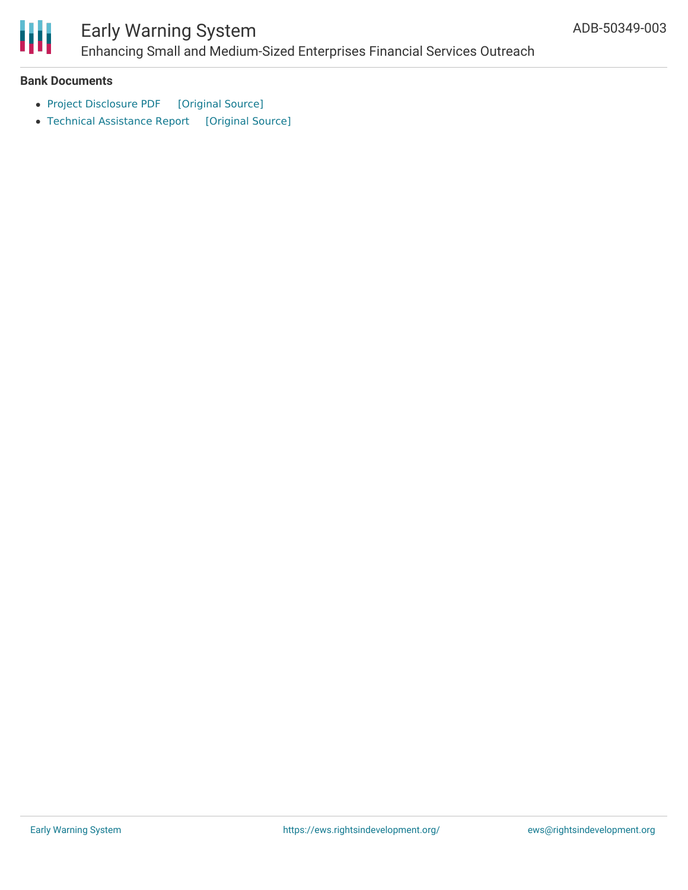**Bank Documents**

- Project Disclosure PDF [Original Source]
- Technical Assistance Report [Original Source]